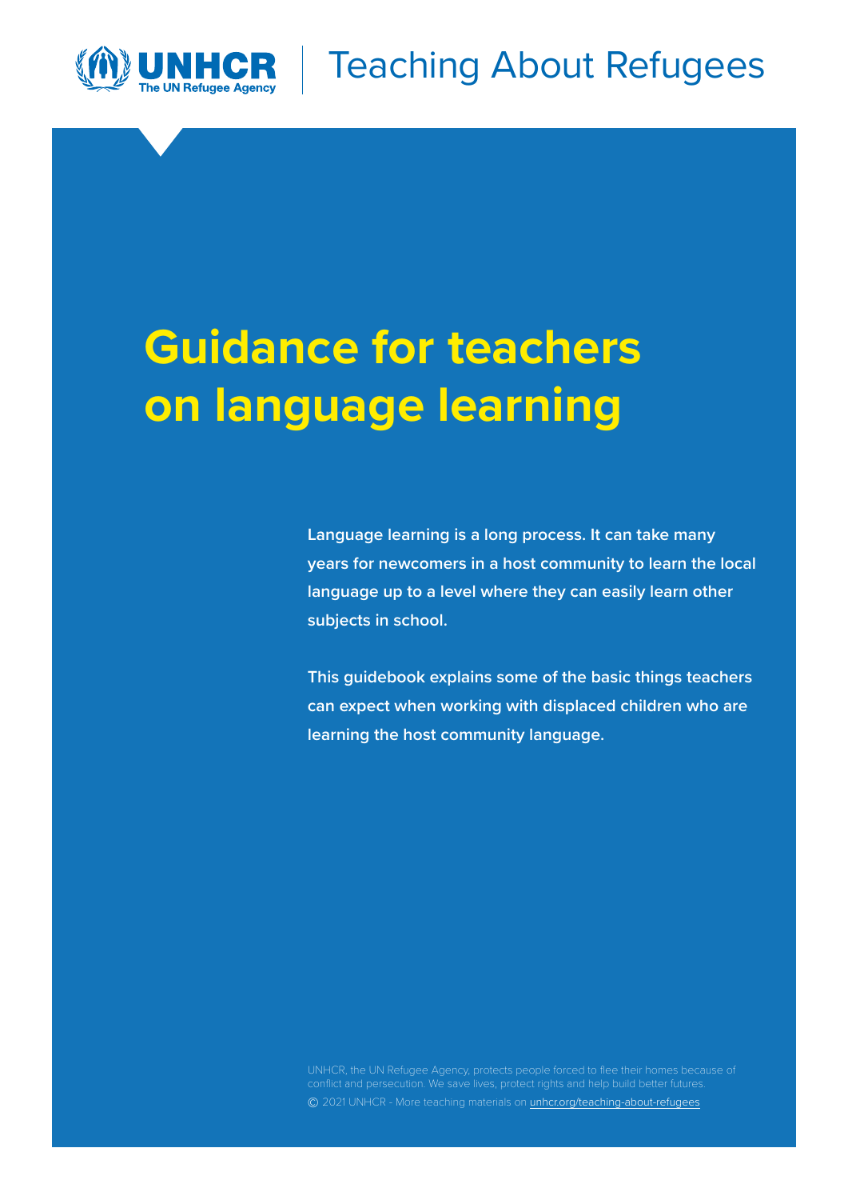UNHCR The UN Refugee Agency | Teaching About Refugees

# Guidance for teachers on language learning

**Language learning is a long process. It can take many years for newcomers in a host community to learn the local language up to a level where they can easily learn other subjects in school.**

**This guidebook explains some of the basic things teachers can expect when working with displaced children who are learning the host community language.**

UNHCR, the UN Refugee Agency, protects people forced to flee their homes because of conflict and persecution. We save lives, protect rights and help build better futures.

© 2021 UNHCR - More teaching materials on unhcr.org/teaching-about-refugees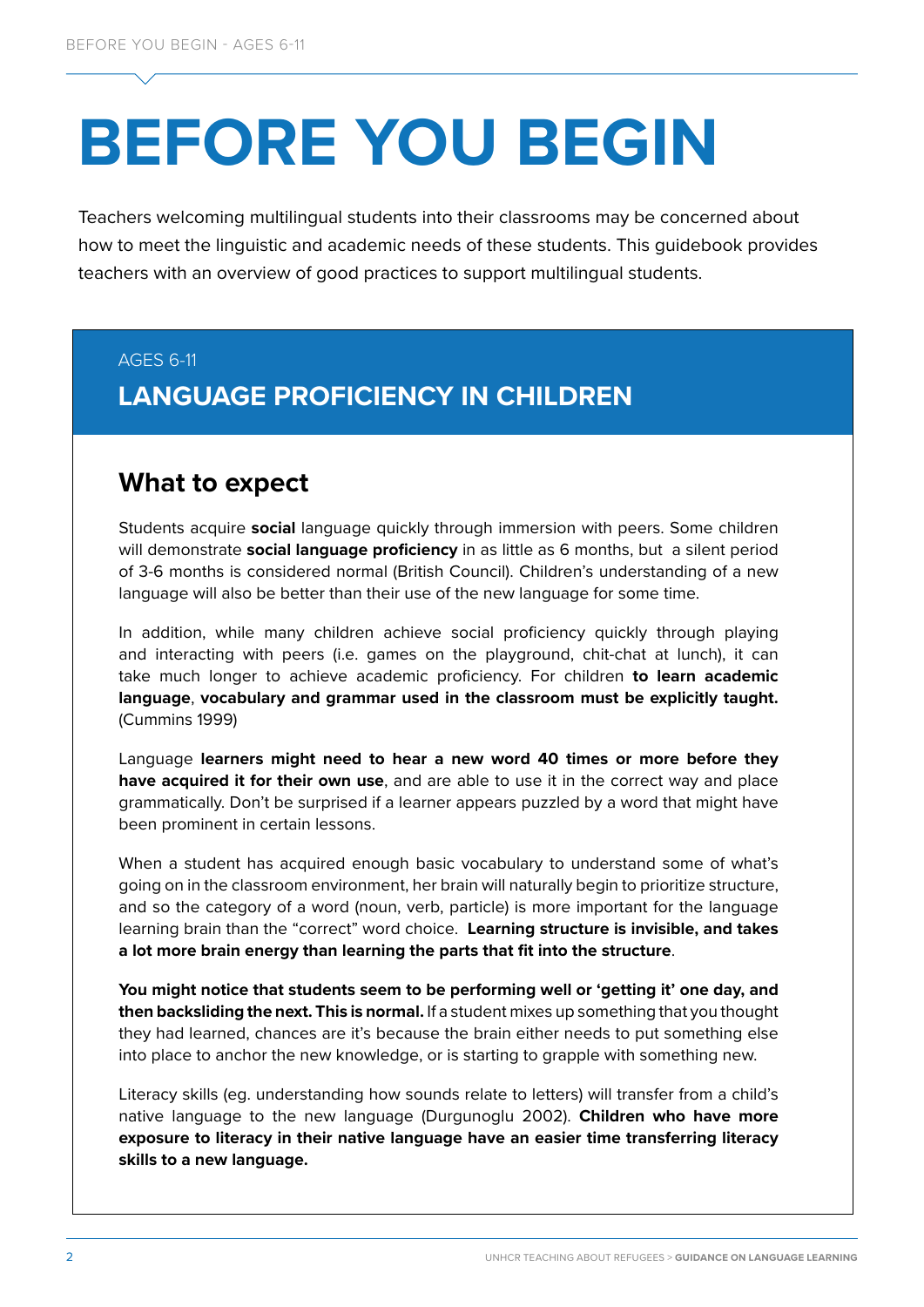# BEFORE YOU BEGIN

Teachers welcoming multilingual students into their classrooms may be concerned about how to meet the linguistic and academic needs of these students. This guidebook provides teachers with an overview of good practices to support multilingual students.

AGES 6-11

## LANGUAGE PROFICIENCY IN CHILDREN

### What to expect

Students acquire **social** language quickly through immersion with peers. Some children will demonstrate **social language proficiency** in as little as 6 months, but a silent period of 3-6 months is considered normal (British Council). Children's understanding of a new language will also be better than their use of the new language for some time.

In addition, while many children achieve social proficiency quickly through playing and interacting with peers (i.e. games on the playground, chit-chat at lunch), it can take much longer to achieve academic proficiency. For children **to learn academic language**, **vocabulary and grammar used in the classroom must be explicitly taught.** (Cummins 1999)

Language **learners might need to hear a new word 40 times or more before they have acquired it for their own use**, and are able to use it in the correct way and place grammatically. Don't be surprised if a learner appears puzzled by a word that might have been prominent in certain lessons.

When a student has acquired enough basic vocabulary to understand some of what's going on in the classroom environment, her brain will naturally begin to prioritize structure, and so the category of a word (noun, verb, particle) is more important for the language learning brain than the "correct" word choice. **Learning structure is invisible, and takes a lot more brain energy than learning the parts that fit into the structure**.

**You might notice that students seem to be performing well or 'getting it' one day, and then backsliding the next. This is normal.** If a student mixes up something that you thought they had learned, chances are it's because the brain either needs to put something else into place to anchor the new knowledge, or is starting to grapple with something new.

Literacy skills (eg. understanding how sounds relate to letters) will transfer from a child's native language to the new language (Durgunoglu 2002). **Children who have more exposure to literacy in their native language have an easier time transferring literacy skills to a new language.**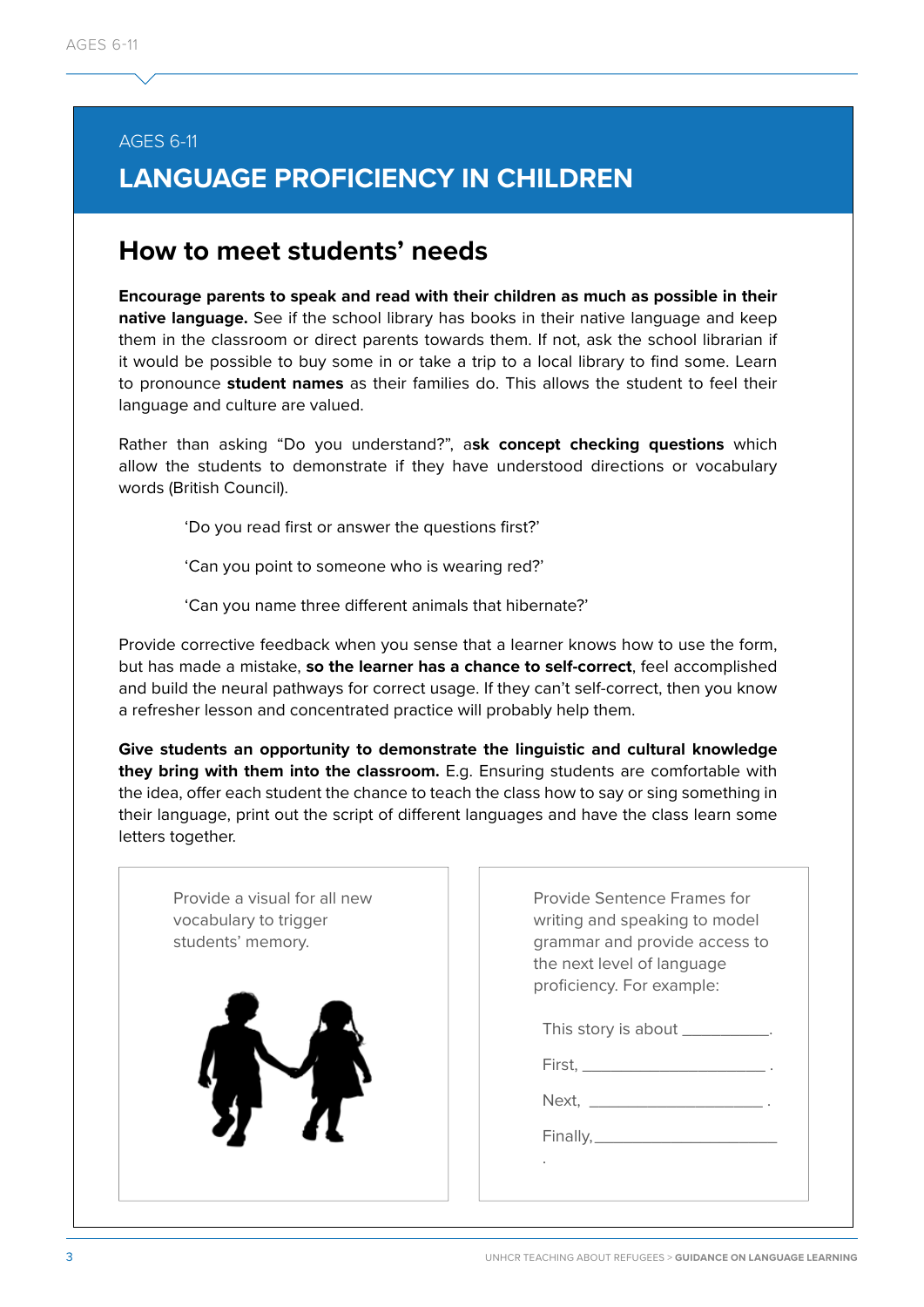AGES 6-11

# LANGUAGE PROFICIENCY IN CHILDREN

## How to meet students' needs

**Encourage parents to speak and read with their children as much as possible in their native language.** See if the school library has books in their native language and keep them in the classroom or direct parents towards them. If not, ask the school librarian if it would be possible to buy some in or take a trip to a local library to find some. Learn to pronounce **student names** as their families do. This allows the student to feel their language and culture are valued.

Rather than asking "Do you understand?", a**sk concept checking questions** which allow the students to demonstrate if they have understood directions or vocabulary words (British Council).

> 'Do you read first or answer the questions first?'
>
> 'Can you point to someone who is wearing red?'
>
> 'Can you name three different animals that hibernate?'

Provide corrective feedback when you sense that a learner knows how to use the form, but has made a mistake, **so the learner has a chance to self-correct**, feel accomplished and build the neural pathways for correct usage. If they can't self-correct, then you know a refresher lesson and concentrated practice will probably help them.

**Give students an opportunity to demonstrate the linguistic and cultural knowledge they bring with them into the classroom.** E.g. Ensuring students are comfortable with the idea, offer each student the chance to teach the class how to say or sing something in their language, print out the script of different languages and have the class learn some letters together.

Provide a visual for all new vocabulary to trigger students' memory.

Provide Sentence Frames for writing and speaking to model grammar and provide access to the next level of language proficiency. For example:

This story is about ___________.

First, _________________________ .

Next, _______________________ .

Finally, ________________________ .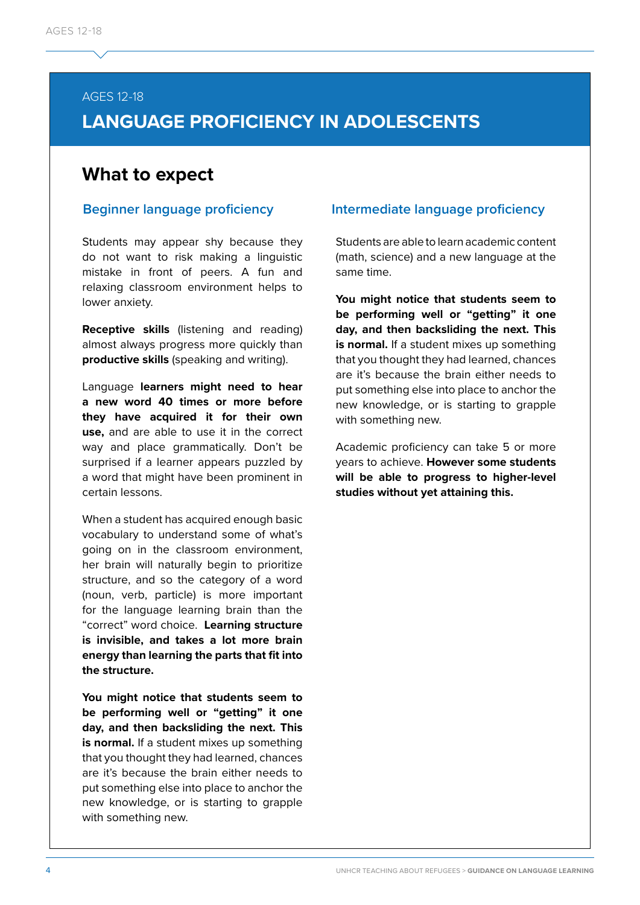AGES 12-18

# LANGUAGE PROFICIENCY IN ADOLESCENTS

## What to expect

### Beginner language proficiency

Students may appear shy because they do not want to risk making a linguistic mistake in front of peers. A fun and relaxing classroom environment helps to lower anxiety.

**Receptive skills** (listening and reading) almost always progress more quickly than **productive skills** (speaking and writing).

Language **learners might need to hear a new word 40 times or more before they have acquired it for their own use,** and are able to use it in the correct way and place grammatically. Don't be surprised if a learner appears puzzled by a word that might have been prominent in certain lessons.

When a student has acquired enough basic vocabulary to understand some of what's going on in the classroom environment, her brain will naturally begin to prioritize structure, and so the category of a word (noun, verb, particle) is more important for the language learning brain than the "correct" word choice. **Learning structure is invisible, and takes a lot more brain energy than learning the parts that fit into the structure.**

**You might notice that students seem to be performing well or "getting" it one day, and then backsliding the next. This is normal.** If a student mixes up something that you thought they had learned, chances are it's because the brain either needs to put something else into place to anchor the new knowledge, or is starting to grapple with something new.

### Intermediate language proficiency

Students are able to learn academic content (math, science) and a new language at the same time.

**You might notice that students seem to be performing well or "getting" it one day, and then backsliding the next. This is normal.** If a student mixes up something that you thought they had learned, chances are it's because the brain either needs to put something else into place to anchor the new knowledge, or is starting to grapple with something new.

Academic proficiency can take 5 or more years to achieve. **However some students will be able to progress to higher-level studies without yet attaining this.**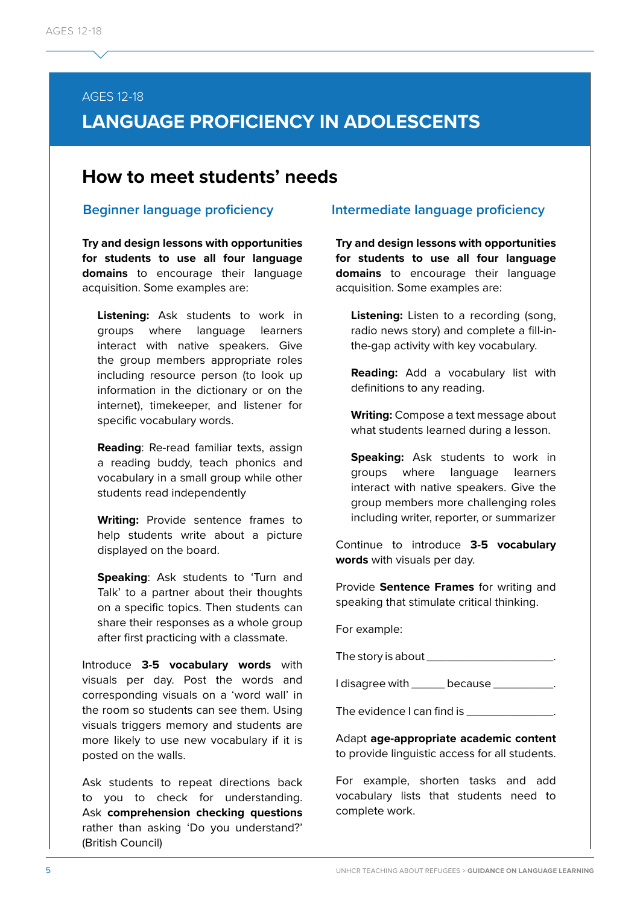AGES 12-18

# LANGUAGE PROFICIENCY IN ADOLESCENTS

## How to meet students' needs

### Beginner language proficiency

**Try and design lessons with opportunities for students to use all four language domains** to encourage their language acquisition. Some examples are:

> **Listening:** Ask students to work in groups where language learners interact with native speakers. Give the group members appropriate roles including resource person (to look up information in the dictionary or on the internet), timekeeper, and listener for specific vocabulary words.
>
> **Reading**: Re-read familiar texts, assign a reading buddy, teach phonics and vocabulary in a small group while other students read independently
>
> **Writing:** Provide sentence frames to help students write about a picture displayed on the board.
>
> **Speaking**: Ask students to 'Turn and Talk' to a partner about their thoughts on a specific topics. Then students can share their responses as a whole group after first practicing with a classmate.

Introduce **3-5 vocabulary words** with visuals per day. Post the words and corresponding visuals on a 'word wall' in the room so students can see them. Using visuals triggers memory and students are more likely to use new vocabulary if it is posted on the walls.

Ask students to repeat directions back to you to check for understanding. Ask **comprehension checking questions** rather than asking 'Do you understand?' (British Council)

### Intermediate language proficiency

**Try and design lessons with opportunities for students to use all four language domains** to encourage their language acquisition. Some examples are:

> **Listening:** Listen to a recording (song, radio news story) and complete a fill-in-the-gap activity with key vocabulary.
>
> **Reading:** Add a vocabulary list with definitions to any reading.
>
> **Writing:** Compose a text message about what students learned during a lesson.
>
> **Speaking:** Ask students to work in groups where language learners interact with native speakers. Give the group members more challenging roles including writer, reporter, or summarizer

Continue to introduce **3-5 vocabulary words** with visuals per day.

Provide **Sentence Frames** for writing and speaking that stimulate critical thinking.

For example:

The story is about ____________________.

I disagree with _____ because __________.

The evidence I can find is ______________.

Adapt **age-appropriate academic content** to provide linguistic access for all students.

For example, shorten tasks and add vocabulary lists that students need to complete work.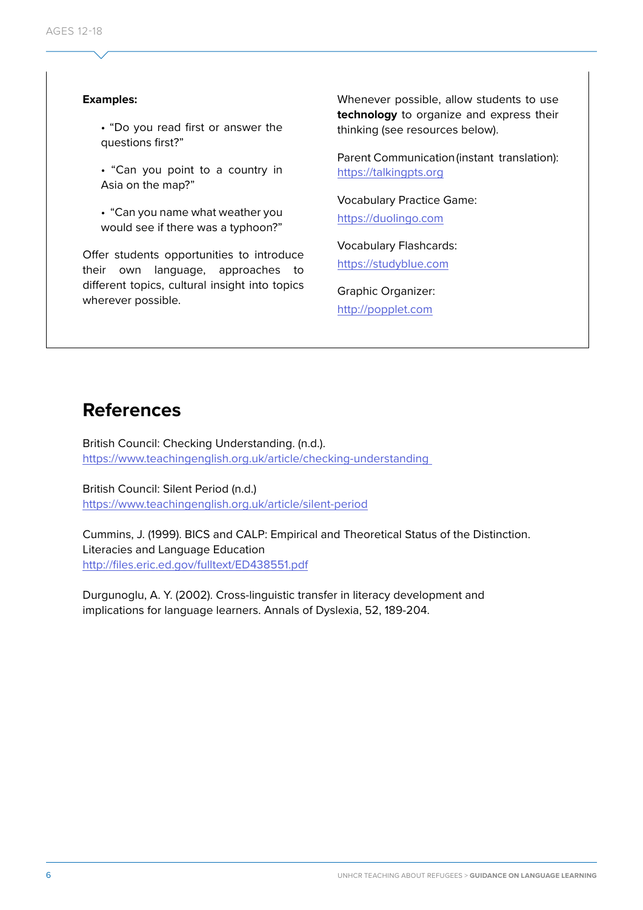**Examples:**

- "Do you read first or answer the questions first?"
- "Can you point to a country in Asia on the map?"
- "Can you name what weather you would see if there was a typhoon?"

Offer students opportunities to introduce their own language, approaches to different topics, cultural insight into topics wherever possible.

Whenever possible, allow students to use **technology** to organize and express their thinking (see resources below).

Parent Communication (instant translation): https://talkingpts.org

Vocabulary Practice Game: https://duolingo.com

Vocabulary Flashcards: https://studyblue.com

Graphic Organizer: http://popplet.com

## References

British Council: Checking Understanding. (n.d.).
https://www.teachingenglish.org.uk/article/checking-understanding

British Council: Silent Period (n.d.)
https://www.teachingenglish.org.uk/article/silent-period

Cummins, J. (1999). BICS and CALP: Empirical and Theoretical Status of the Distinction. Literacies and Language Education
http://files.eric.ed.gov/fulltext/ED438551.pdf

Durgunoglu, A. Y. (2002). Cross-linguistic transfer in literacy development and implications for language learners. Annals of Dyslexia, 52, 189-204.